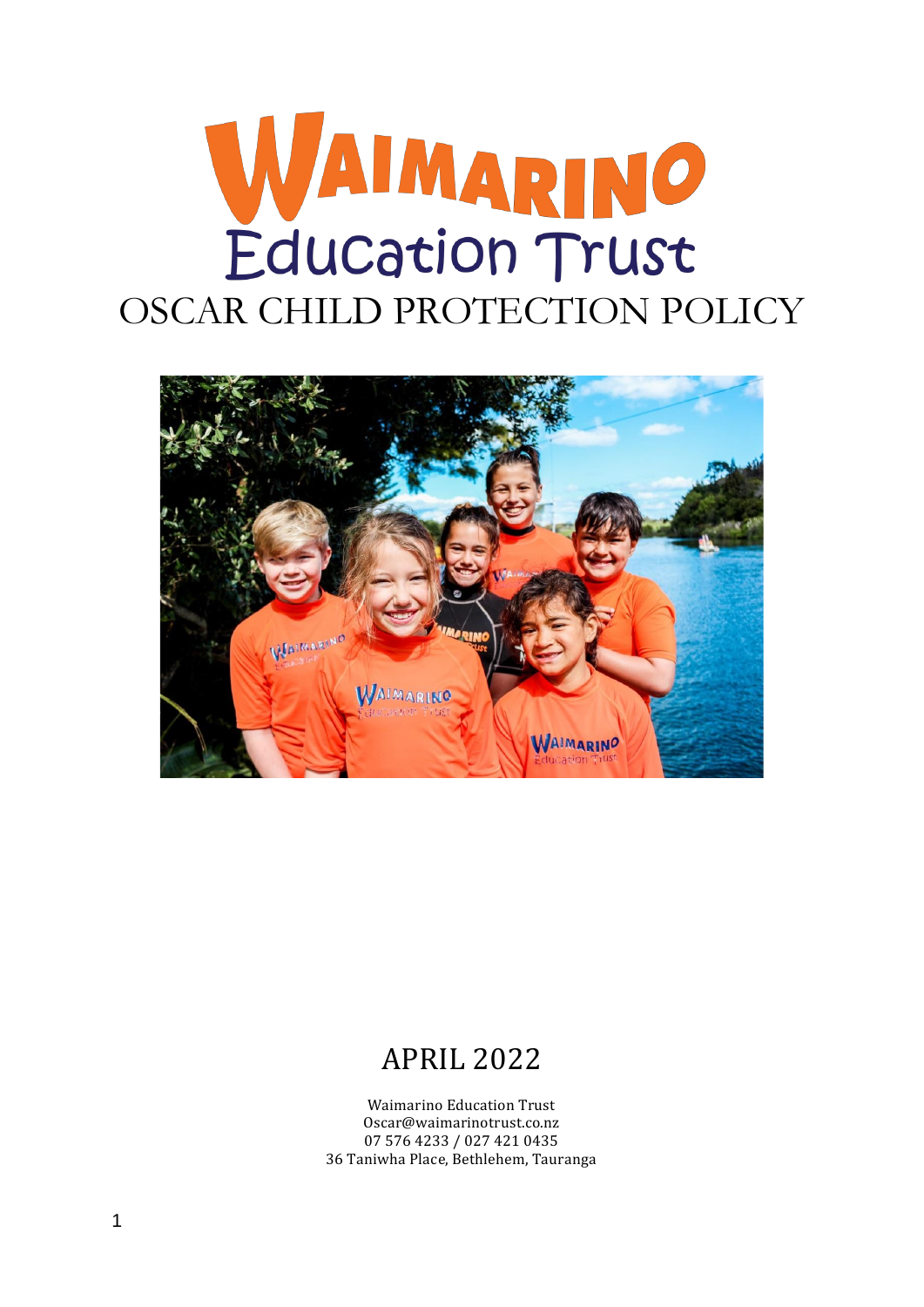# WAIMARINO Education Trust

# OSCAR CHILD PROTECTION POLICY

## APRIL 2022

Waimarino Education Trust
Oscar@waimarinotrust.co.nz
07 576 4233 / 027 421 0435
36 Taniwha Place, Bethlehem, Tauranga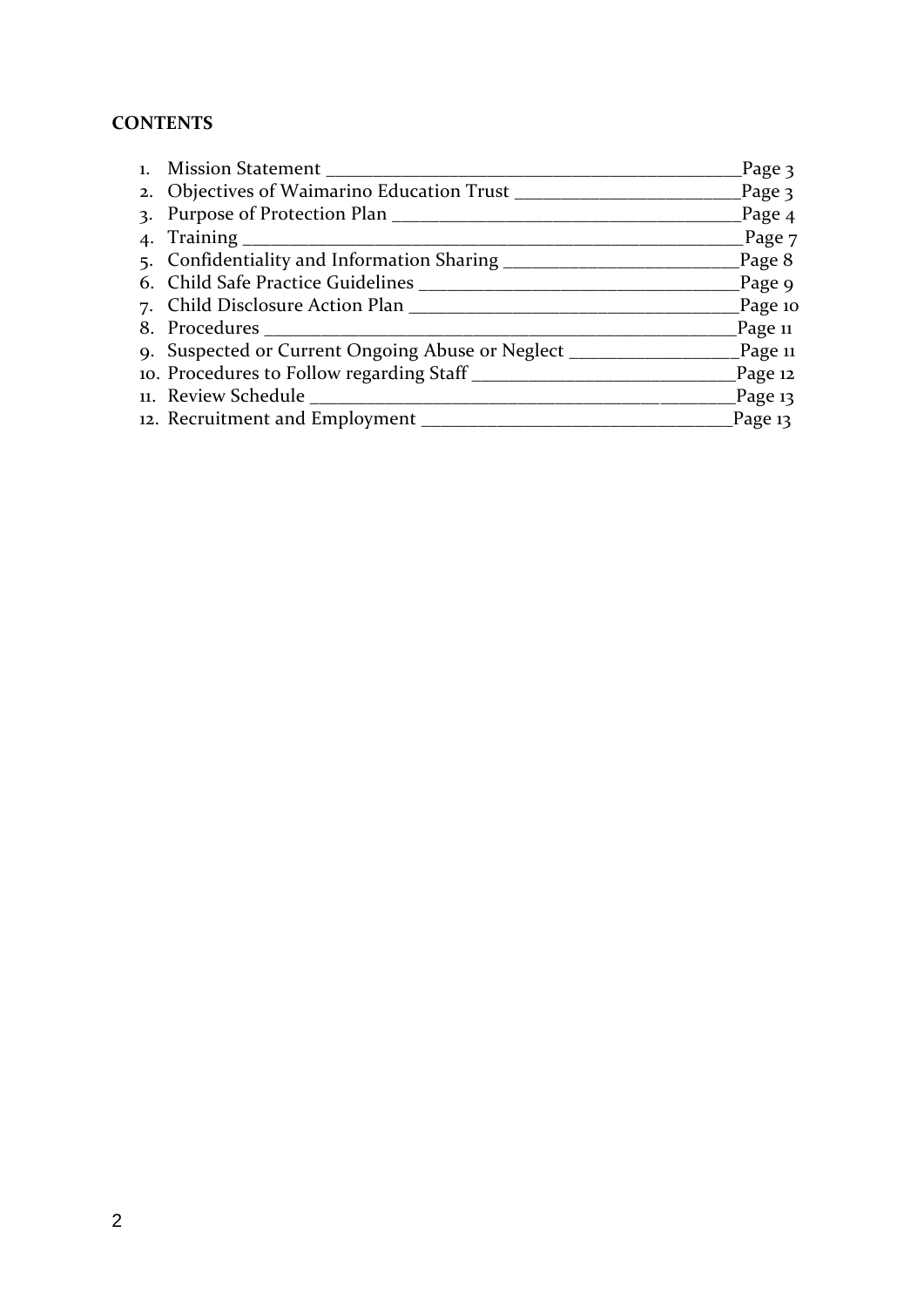**CONTENTS**

1. Mission Statement ____________________________________________Page 3
2. Objectives of Waimarino Education Trust _______________________Page 3
3. Purpose of Protection Plan ____________________________________Page 4
4. Training ____________________________________________________Page 7
5. Confidentiality and Information Sharing ________________________Page 8
6. Child Safe Practice Guidelines _________________________________Page 9
7. Child Disclosure Action Plan __________________________________Page 10
8. Procedures __________________________________________________Page 11
9. Suspected or Current Ongoing Abuse or Neglect ________________Page 11
10. Procedures to Follow regarding Staff ___________________________Page 12
11. Review Schedule ___________________________________________Page 13
12. Recruitment and Employment ________________________________Page 13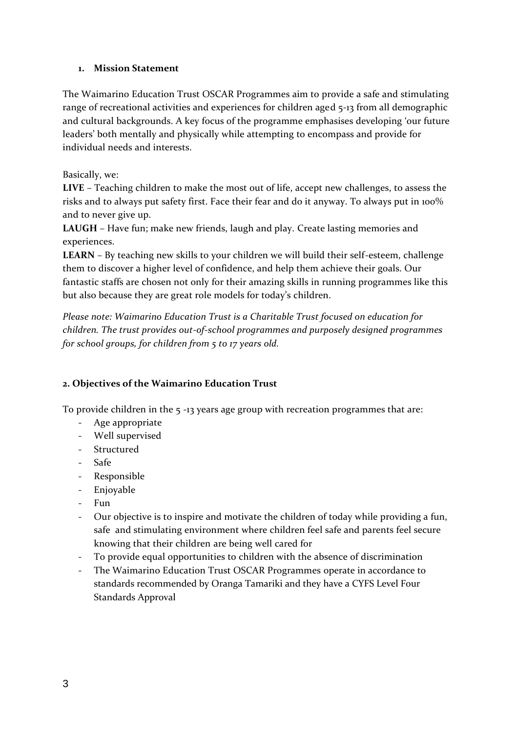## 1. Mission Statement

The Waimarino Education Trust OSCAR Programmes aim to provide a safe and stimulating range of recreational activities and experiences for children aged 5-13 from all demographic and cultural backgrounds. A key focus of the programme emphasises developing 'our future leaders' both mentally and physically while attempting to encompass and provide for individual needs and interests.

Basically, we:

**LIVE** – Teaching children to make the most out of life, accept new challenges, to assess the risks and to always put safety first. Face their fear and do it anyway. To always put in 100% and to never give up.

**LAUGH** – Have fun; make new friends, laugh and play. Create lasting memories and experiences.

**LEARN** – By teaching new skills to your children we will build their self-esteem, challenge them to discover a higher level of confidence, and help them achieve their goals. Our fantastic staffs are chosen not only for their amazing skills in running programmes like this but also because they are great role models for today's children.

*Please note: Waimarino Education Trust is a Charitable Trust focused on education for children. The trust provides out-of-school programmes and purposely designed programmes for school groups, for children from 5 to 17 years old.*

## 2. Objectives of the Waimarino Education Trust

To provide children in the 5 -13 years age group with recreation programmes that are:

- Age appropriate
- Well supervised
- Structured
- Safe
- Responsible
- Enjoyable
- Fun
- Our objective is to inspire and motivate the children of today while providing a fun, safe and stimulating environment where children feel safe and parents feel secure knowing that their children are being well cared for
- To provide equal opportunities to children with the absence of discrimination
- The Waimarino Education Trust OSCAR Programmes operate in accordance to standards recommended by Oranga Tamariki and they have a CYFS Level Four Standards Approval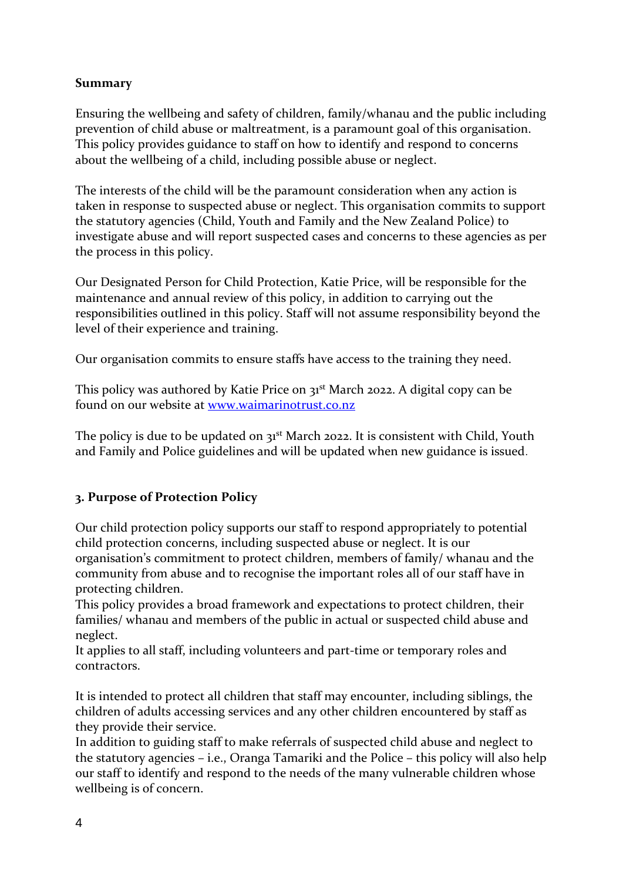**Summary**

Ensuring the wellbeing and safety of children, family/whanau and the public including prevention of child abuse or maltreatment, is a paramount goal of this organisation. This policy provides guidance to staff on how to identify and respond to concerns about the wellbeing of a child, including possible abuse or neglect.

The interests of the child will be the paramount consideration when any action is taken in response to suspected abuse or neglect. This organisation commits to support the statutory agencies (Child, Youth and Family and the New Zealand Police) to investigate abuse and will report suspected cases and concerns to these agencies as per the process in this policy.

Our Designated Person for Child Protection, Katie Price, will be responsible for the maintenance and annual review of this policy, in addition to carrying out the responsibilities outlined in this policy. Staff will not assume responsibility beyond the level of their experience and training.

Our organisation commits to ensure staffs have access to the training they need.

This policy was authored by Katie Price on 31st March 2022. A digital copy can be found on our website at [www.waimarinotrust.co.nz](http://www.waimarinotrust.co.nz)

The policy is due to be updated on 31st March 2022. It is consistent with Child, Youth and Family and Police guidelines and will be updated when new guidance is issued.

## 3. Purpose of Protection Policy

Our child protection policy supports our staff to respond appropriately to potential child protection concerns, including suspected abuse or neglect. It is our organisation's commitment to protect children, members of family/ whanau and the community from abuse and to recognise the important roles all of our staff have in protecting children.

This policy provides a broad framework and expectations to protect children, their families/ whanau and members of the public in actual or suspected child abuse and neglect.

It applies to all staff, including volunteers and part-time or temporary roles and contractors.

It is intended to protect all children that staff may encounter, including siblings, the children of adults accessing services and any other children encountered by staff as they provide their service.

In addition to guiding staff to make referrals of suspected child abuse and neglect to the statutory agencies – i.e., Oranga Tamariki and the Police – this policy will also help our staff to identify and respond to the needs of the many vulnerable children whose wellbeing is of concern.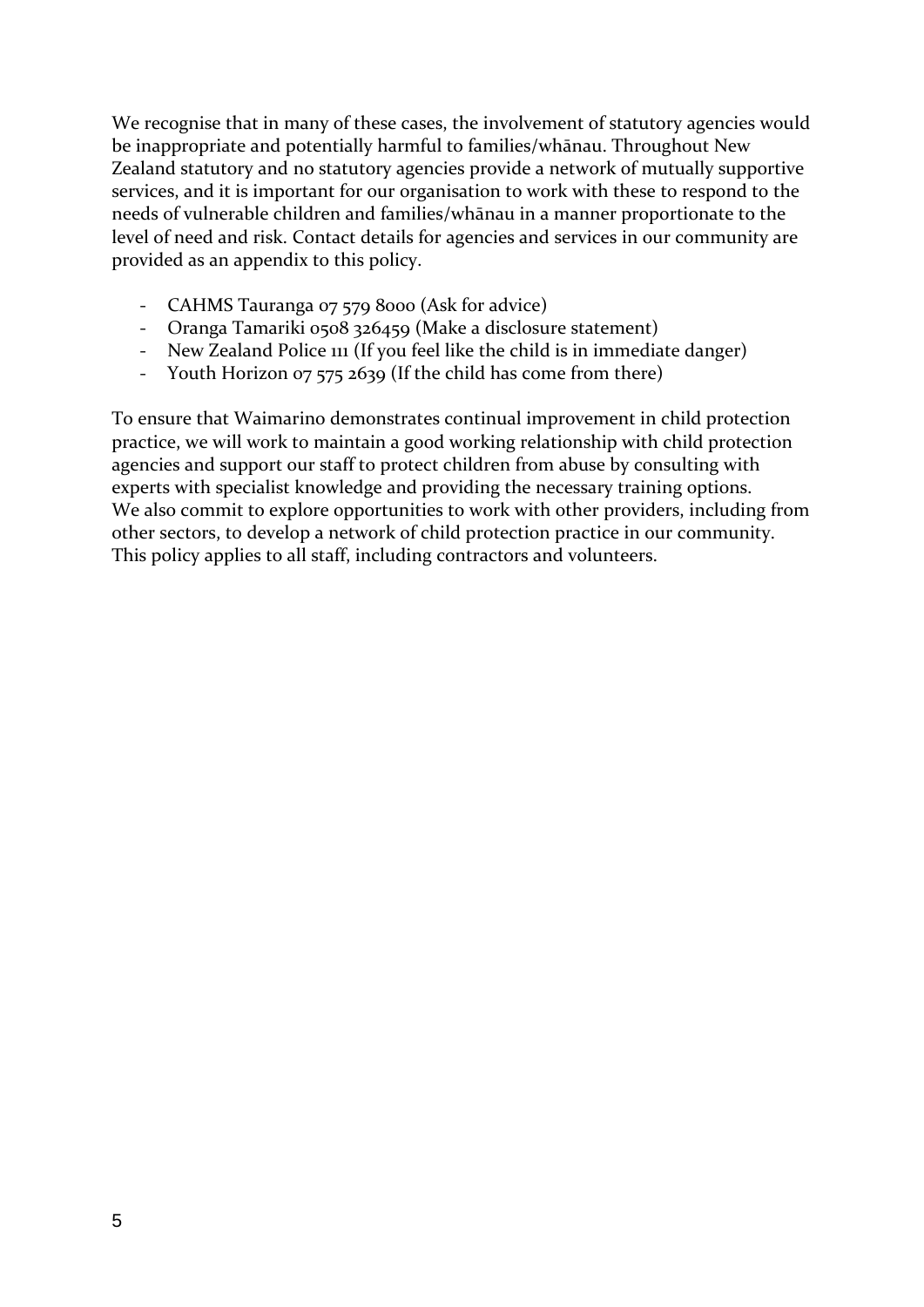We recognise that in many of these cases, the involvement of statutory agencies would be inappropriate and potentially harmful to families/whānau. Throughout New Zealand statutory and no statutory agencies provide a network of mutually supportive services, and it is important for our organisation to work with these to respond to the needs of vulnerable children and families/whānau in a manner proportionate to the level of need and risk. Contact details for agencies and services in our community are provided as an appendix to this policy.

- CAHMS Tauranga 07 579 8000 (Ask for advice)
- Oranga Tamariki 0508 326459 (Make a disclosure statement)
- New Zealand Police 111 (If you feel like the child is in immediate danger)
- Youth Horizon 07 575 2639 (If the child has come from there)

To ensure that Waimarino demonstrates continual improvement in child protection practice, we will work to maintain a good working relationship with child protection agencies and support our staff to protect children from abuse by consulting with experts with specialist knowledge and providing the necessary training options.
We also commit to explore opportunities to work with other providers, including from other sectors, to develop a network of child protection practice in our community.
This policy applies to all staff, including contractors and volunteers.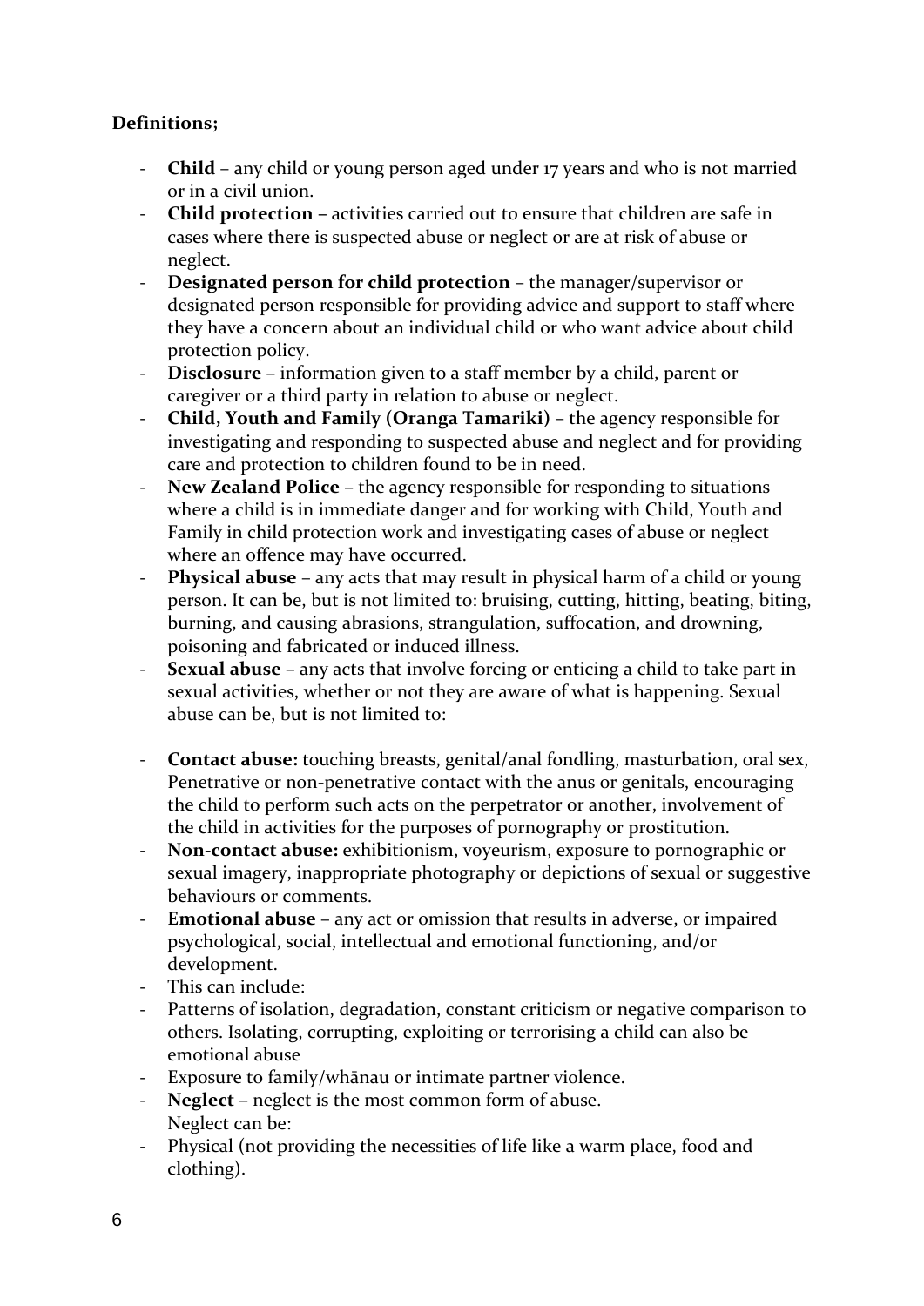**Definitions;**

- **Child** – any child or young person aged under 17 years and who is not married or in a civil union.
- **Child protection** – activities carried out to ensure that children are safe in cases where there is suspected abuse or neglect or are at risk of abuse or neglect.
- **Designated person for child protection** – the manager/supervisor or designated person responsible for providing advice and support to staff where they have a concern about an individual child or who want advice about child protection policy.
- **Disclosure** – information given to a staff member by a child, parent or caregiver or a third party in relation to abuse or neglect.
- **Child, Youth and Family (Oranga Tamariki)** – the agency responsible for investigating and responding to suspected abuse and neglect and for providing care and protection to children found to be in need.
- **New Zealand Police** – the agency responsible for responding to situations where a child is in immediate danger and for working with Child, Youth and Family in child protection work and investigating cases of abuse or neglect where an offence may have occurred.
- **Physical abuse** – any acts that may result in physical harm of a child or young person. It can be, but is not limited to: bruising, cutting, hitting, beating, biting, burning, and causing abrasions, strangulation, suffocation, and drowning, poisoning and fabricated or induced illness.
- **Sexual abuse** – any acts that involve forcing or enticing a child to take part in sexual activities, whether or not they are aware of what is happening. Sexual abuse can be, but is not limited to:

- **Contact abuse:** touching breasts, genital/anal fondling, masturbation, oral sex, Penetrative or non-penetrative contact with the anus or genitals, encouraging the child to perform such acts on the perpetrator or another, involvement of the child in activities for the purposes of pornography or prostitution.
- **Non-contact abuse:** exhibitionism, voyeurism, exposure to pornographic or sexual imagery, inappropriate photography or depictions of sexual or suggestive behaviours or comments.
- **Emotional abuse** – any act or omission that results in adverse, or impaired psychological, social, intellectual and emotional functioning, and/or development.
- This can include:
- Patterns of isolation, degradation, constant criticism or negative comparison to others. Isolating, corrupting, exploiting or terrorising a child can also be emotional abuse
- Exposure to family/whānau or intimate partner violence.
- **Neglect** – neglect is the most common form of abuse.
  Neglect can be:
- Physical (not providing the necessities of life like a warm place, food and clothing).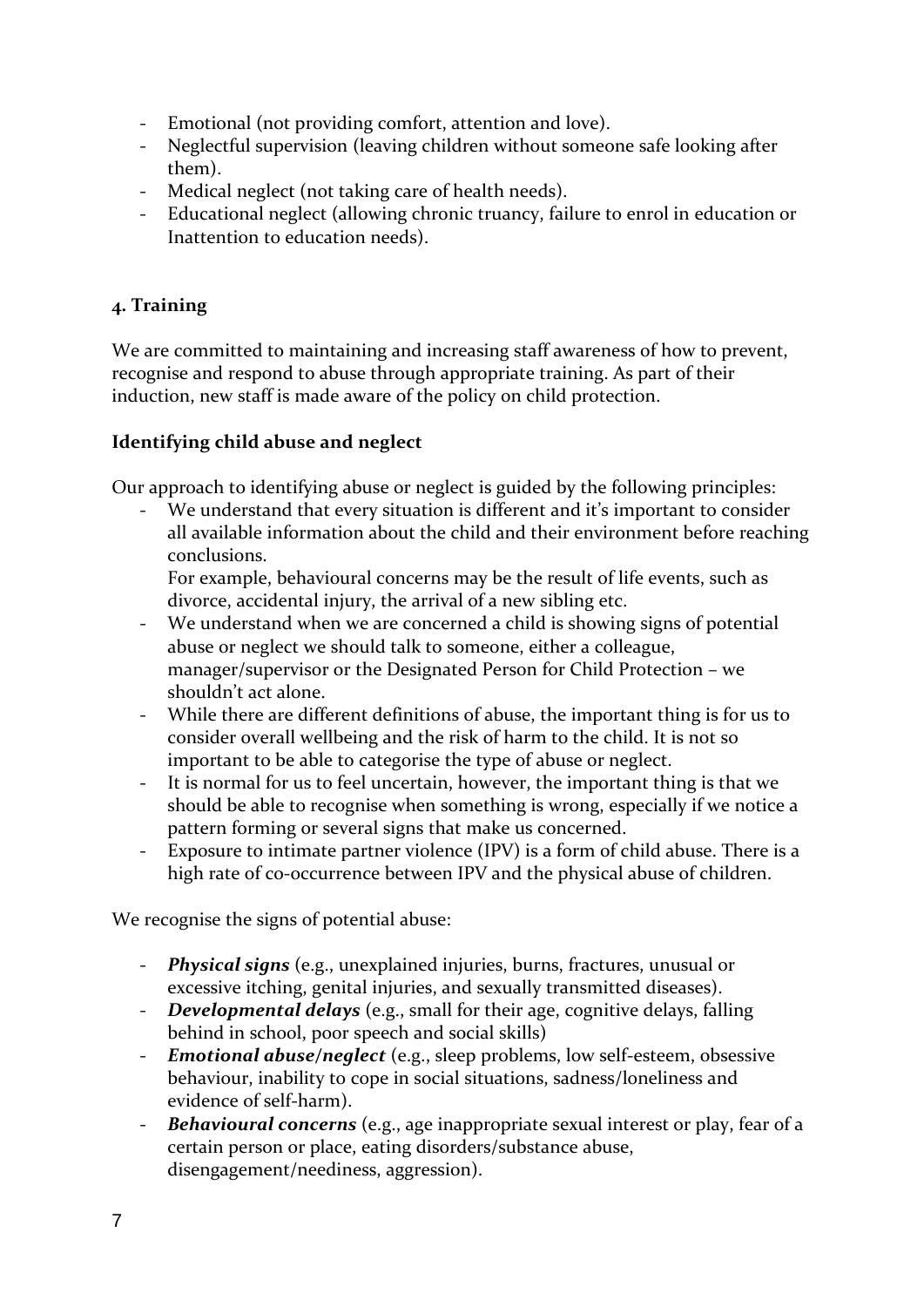- Emotional (not providing comfort, attention and love).
- Neglectful supervision (leaving children without someone safe looking after them).
- Medical neglect (not taking care of health needs).
- Educational neglect (allowing chronic truancy, failure to enrol in education or Inattention to education needs).

## 4. Training

We are committed to maintaining and increasing staff awareness of how to prevent, recognise and respond to abuse through appropriate training. As part of their induction, new staff is made aware of the policy on child protection.

### Identifying child abuse and neglect

Our approach to identifying abuse or neglect is guided by the following principles:

- We understand that every situation is different and it's important to consider all available information about the child and their environment before reaching conclusions.
  For example, behavioural concerns may be the result of life events, such as divorce, accidental injury, the arrival of a new sibling etc.
- We understand when we are concerned a child is showing signs of potential abuse or neglect we should talk to someone, either a colleague, manager/supervisor or the Designated Person for Child Protection – we shouldn't act alone.
- While there are different definitions of abuse, the important thing is for us to consider overall wellbeing and the risk of harm to the child. It is not so important to be able to categorise the type of abuse or neglect.
- It is normal for us to feel uncertain, however, the important thing is that we should be able to recognise when something is wrong, especially if we notice a pattern forming or several signs that make us concerned.
- Exposure to intimate partner violence (IPV) is a form of child abuse. There is a high rate of co-occurrence between IPV and the physical abuse of children.

We recognise the signs of potential abuse:

- ***Physical signs*** (e.g., unexplained injuries, burns, fractures, unusual or excessive itching, genital injuries, and sexually transmitted diseases).
- ***Developmental delays*** (e.g., small for their age, cognitive delays, falling behind in school, poor speech and social skills)
- ***Emotional abuse/neglect*** (e.g., sleep problems, low self-esteem, obsessive behaviour, inability to cope in social situations, sadness/loneliness and evidence of self-harm).
- ***Behavioural concerns*** (e.g., age inappropriate sexual interest or play, fear of a certain person or place, eating disorders/substance abuse, disengagement/neediness, aggression).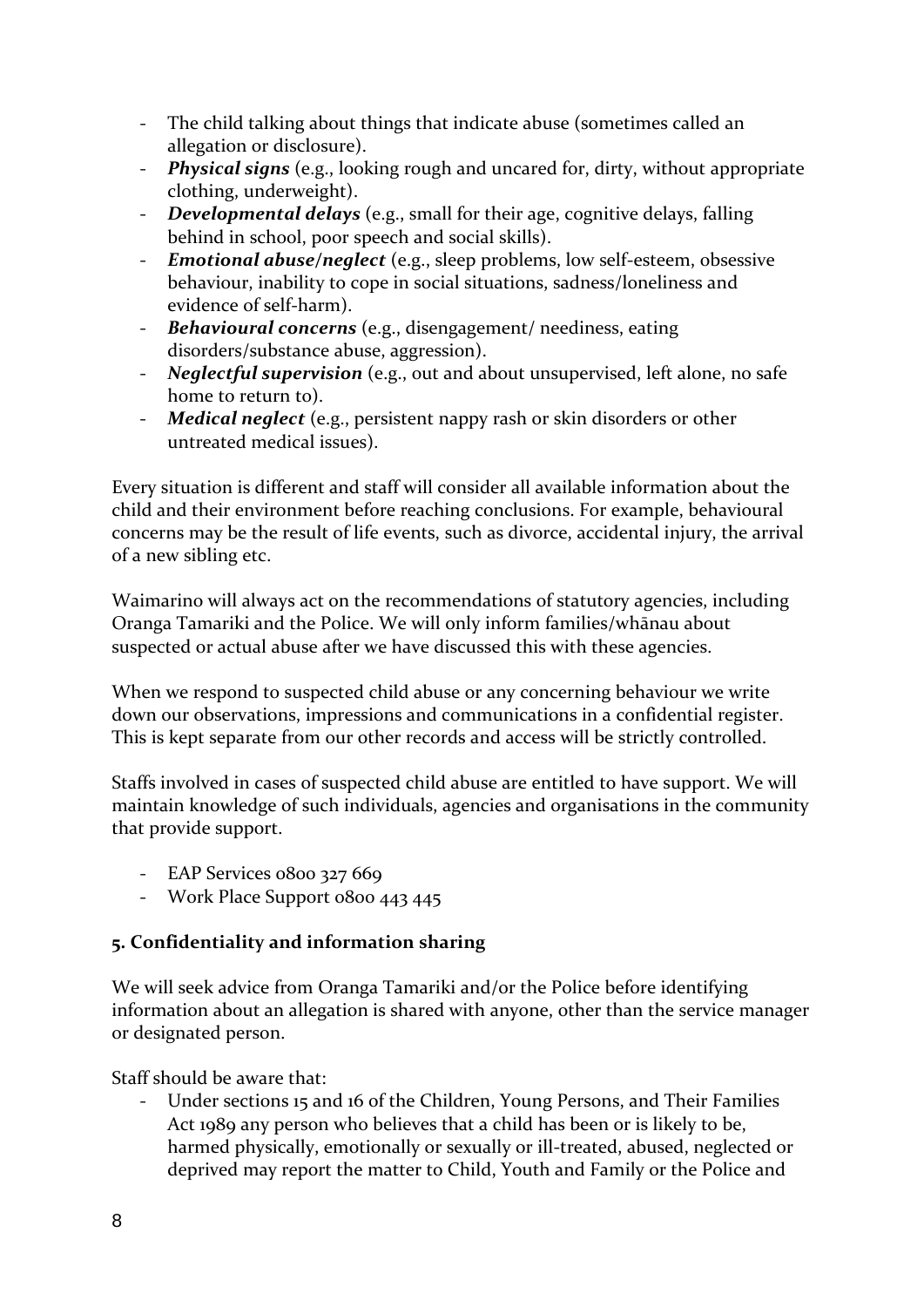- The child talking about things that indicate abuse (sometimes called an allegation or disclosure).
- ***Physical signs*** (e.g., looking rough and uncared for, dirty, without appropriate clothing, underweight).
- ***Developmental delays*** (e.g., small for their age, cognitive delays, falling behind in school, poor speech and social skills).
- ***Emotional abuse/neglect*** (e.g., sleep problems, low self-esteem, obsessive behaviour, inability to cope in social situations, sadness/loneliness and evidence of self-harm).
- ***Behavioural concerns*** (e.g., disengagement/ neediness, eating disorders/substance abuse, aggression).
- ***Neglectful supervision*** (e.g., out and about unsupervised, left alone, no safe home to return to).
- ***Medical neglect*** (e.g., persistent nappy rash or skin disorders or other untreated medical issues).

Every situation is different and staff will consider all available information about the child and their environment before reaching conclusions. For example, behavioural concerns may be the result of life events, such as divorce, accidental injury, the arrival of a new sibling etc.

Waimarino will always act on the recommendations of statutory agencies, including Oranga Tamariki and the Police. We will only inform families/whānau about suspected or actual abuse after we have discussed this with these agencies.

When we respond to suspected child abuse or any concerning behaviour we write down our observations, impressions and communications in a confidential register. This is kept separate from our other records and access will be strictly controlled.

Staffs involved in cases of suspected child abuse are entitled to have support. We will maintain knowledge of such individuals, agencies and organisations in the community that provide support.

- EAP Services 0800 327 669
- Work Place Support 0800 443 445

**5. Confidentiality and information sharing**

We will seek advice from Oranga Tamariki and/or the Police before identifying information about an allegation is shared with anyone, other than the service manager or designated person.

Staff should be aware that:

- Under sections 15 and 16 of the Children, Young Persons, and Their Families Act 1989 any person who believes that a child has been or is likely to be, harmed physically, emotionally or sexually or ill-treated, abused, neglected or deprived may report the matter to Child, Youth and Family or the Police and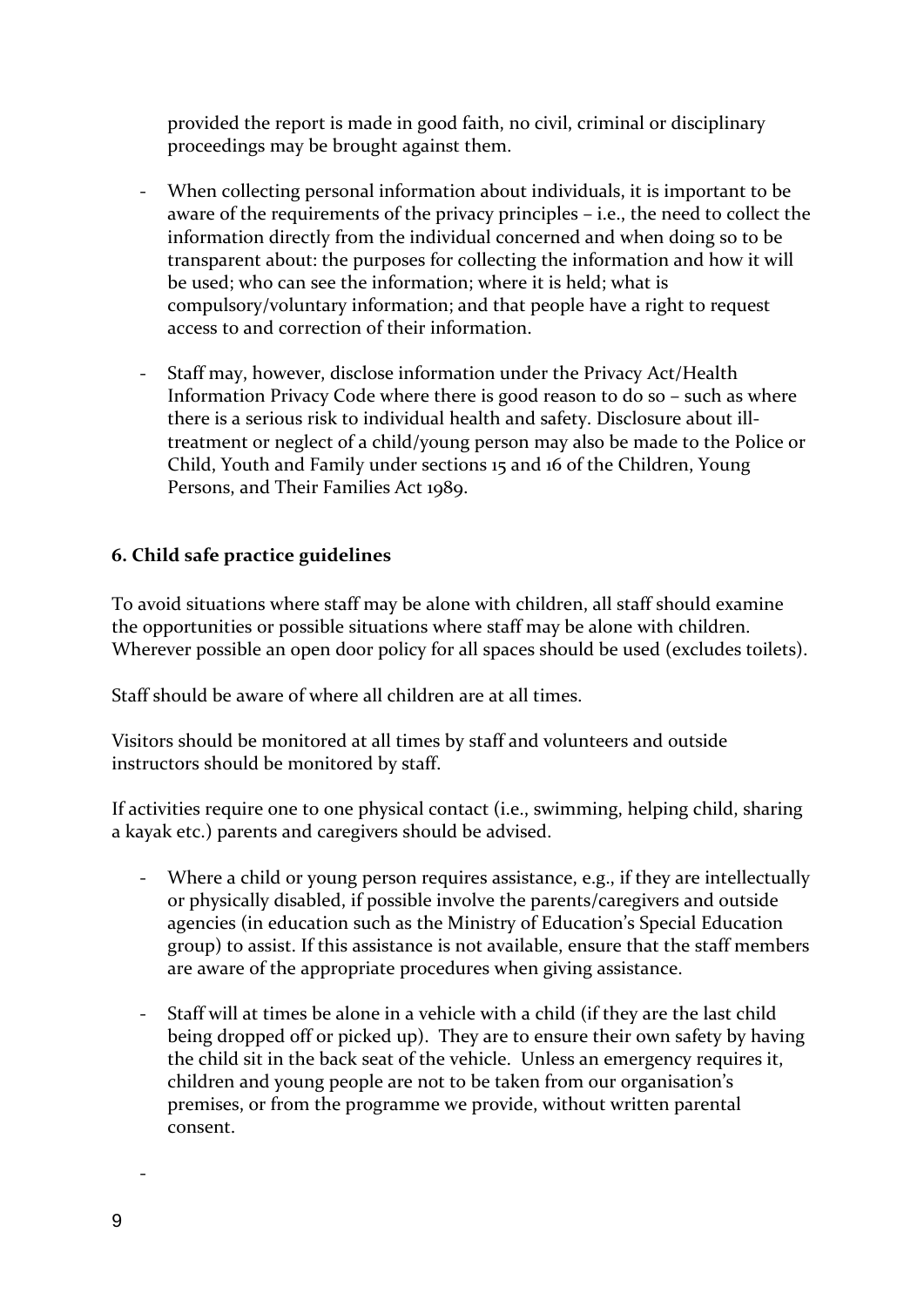provided the report is made in good faith, no civil, criminal or disciplinary proceedings may be brought against them.

- When collecting personal information about individuals, it is important to be aware of the requirements of the privacy principles – i.e., the need to collect the information directly from the individual concerned and when doing so to be transparent about: the purposes for collecting the information and how it will be used; who can see the information; where it is held; what is compulsory/voluntary information; and that people have a right to request access to and correction of their information.

- Staff may, however, disclose information under the Privacy Act/Health Information Privacy Code where there is good reason to do so – such as where there is a serious risk to individual health and safety. Disclosure about ill-treatment or neglect of a child/young person may also be made to the Police or Child, Youth and Family under sections 15 and 16 of the Children, Young Persons, and Their Families Act 1989.

**6. Child safe practice guidelines**

To avoid situations where staff may be alone with children, all staff should examine the opportunities or possible situations where staff may be alone with children. Wherever possible an open door policy for all spaces should be used (excludes toilets).

Staff should be aware of where all children are at all times.

Visitors should be monitored at all times by staff and volunteers and outside instructors should be monitored by staff.

If activities require one to one physical contact (i.e., swimming, helping child, sharing a kayak etc.) parents and caregivers should be advised.

- Where a child or young person requires assistance, e.g., if they are intellectually or physically disabled, if possible involve the parents/caregivers and outside agencies (in education such as the Ministry of Education's Special Education group) to assist. If this assistance is not available, ensure that the staff members are aware of the appropriate procedures when giving assistance.

- Staff will at times be alone in a vehicle with a child (if they are the last child being dropped off or picked up). They are to ensure their own safety by having the child sit in the back seat of the vehicle. Unless an emergency requires it, children and young people are not to be taken from our organisation's premises, or from the programme we provide, without written parental consent.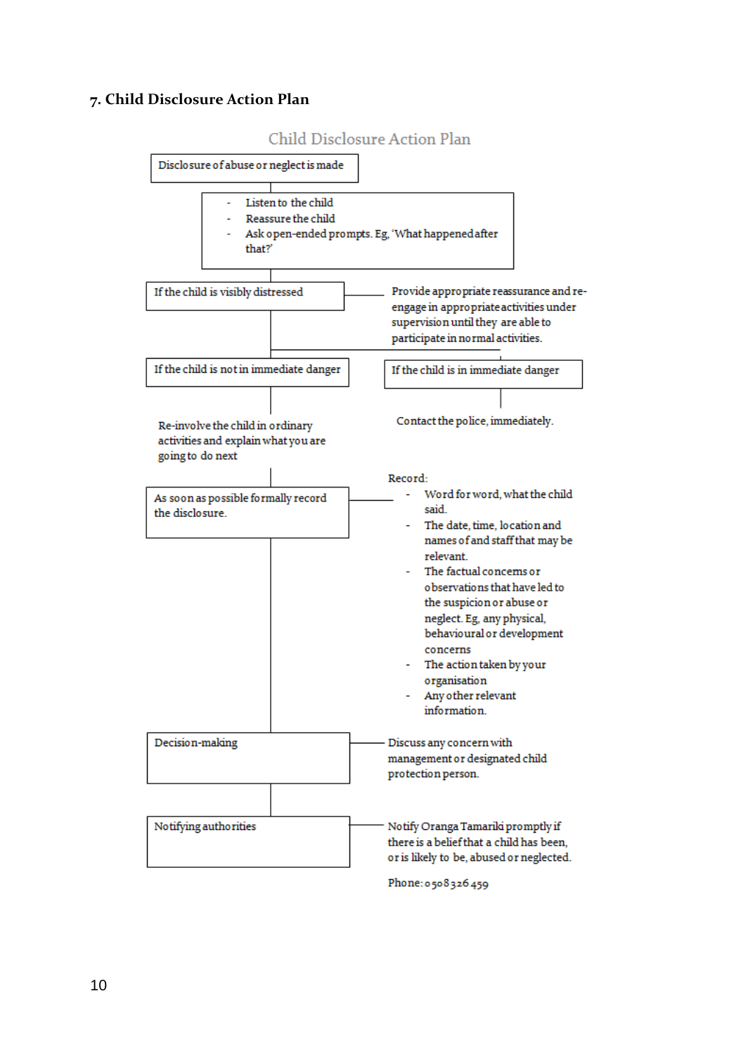## 7. Child Disclosure Action Plan

### Child Disclosure Action Plan

**Disclosure of abuse or neglect is made**

- Listen to the child
- Reassure the child
- Ask open-ended prompts. Eg, 'What happened after that?'

**If the child is visibly distressed**

Provide appropriate reassurance and re-engage in appropriate activities under supervision until they are able to participate in normal activities.

**If the child is not in immediate danger**

Re-involve the child in ordinary activities and explain what you are going to do next

**If the child is in immediate danger**

Contact the police, immediately.

**As soon as possible formally record the disclosure.**

Record:

- Word for word, what the child said.
- The date, time, location and names of and staff that may be relevant.
- The factual concerns or observations that have led to the suspicion or abuse or neglect. Eg, any physical, behavioural or development concerns
- The action taken by your organisation
- Any other relevant information.

**Decision-making**

Discuss any concern with management or designated child protection person.

**Notifying authorities**

Notify Oranga Tamariki promptly if there is a belief that a child has been, or is likely to be, abused or neglected.

Phone: 0508 326 459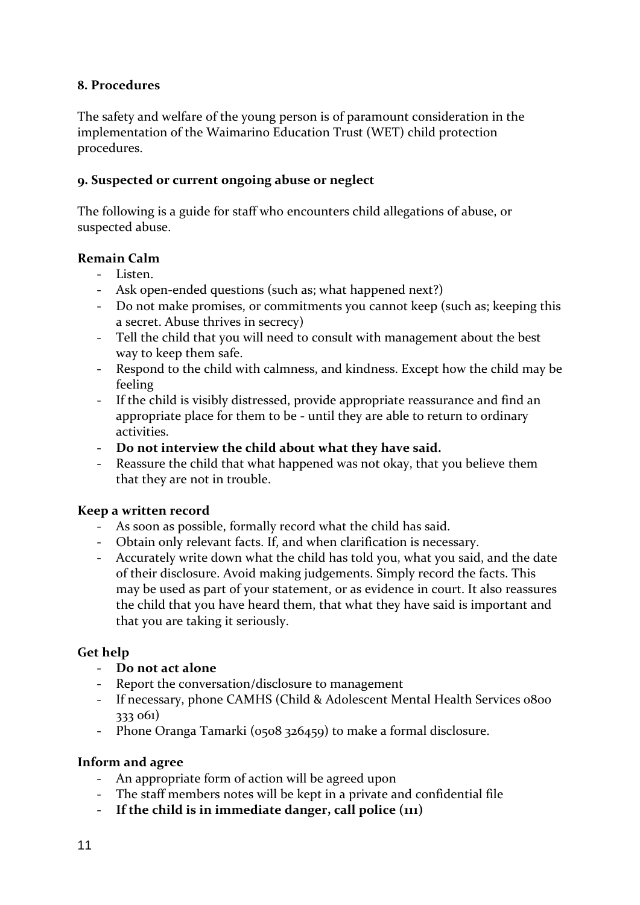**8. Procedures**

The safety and welfare of the young person is of paramount consideration in the implementation of the Waimarino Education Trust (WET) child protection procedures.

**9. Suspected or current ongoing abuse or neglect**

The following is a guide for staff who encounters child allegations of abuse, or suspected abuse.

**Remain Calm**

- Listen.
- Ask open-ended questions (such as; what happened next?)
- Do not make promises, or commitments you cannot keep (such as; keeping this a secret. Abuse thrives in secrecy)
- Tell the child that you will need to consult with management about the best way to keep them safe.
- Respond to the child with calmness, and kindness. Except how the child may be feeling
- If the child is visibly distressed, provide appropriate reassurance and find an appropriate place for them to be - until they are able to return to ordinary activities.
- **Do not interview the child about what they have said.**
- Reassure the child that what happened was not okay, that you believe them that they are not in trouble.

**Keep a written record**

- As soon as possible, formally record what the child has said.
- Obtain only relevant facts. If, and when clarification is necessary.
- Accurately write down what the child has told you, what you said, and the date of their disclosure. Avoid making judgements. Simply record the facts. This may be used as part of your statement, or as evidence in court. It also reassures the child that you have heard them, that what they have said is important and that you are taking it seriously.

**Get help**

- **Do not act alone**
- Report the conversation/disclosure to management
- If necessary, phone CAMHS (Child & Adolescent Mental Health Services 0800 333 061)
- Phone Oranga Tamarki (0508 326459) to make a formal disclosure.

**Inform and agree**

- An appropriate form of action will be agreed upon
- The staff members notes will be kept in a private and confidential file
- **If the child is in immediate danger, call police (111)**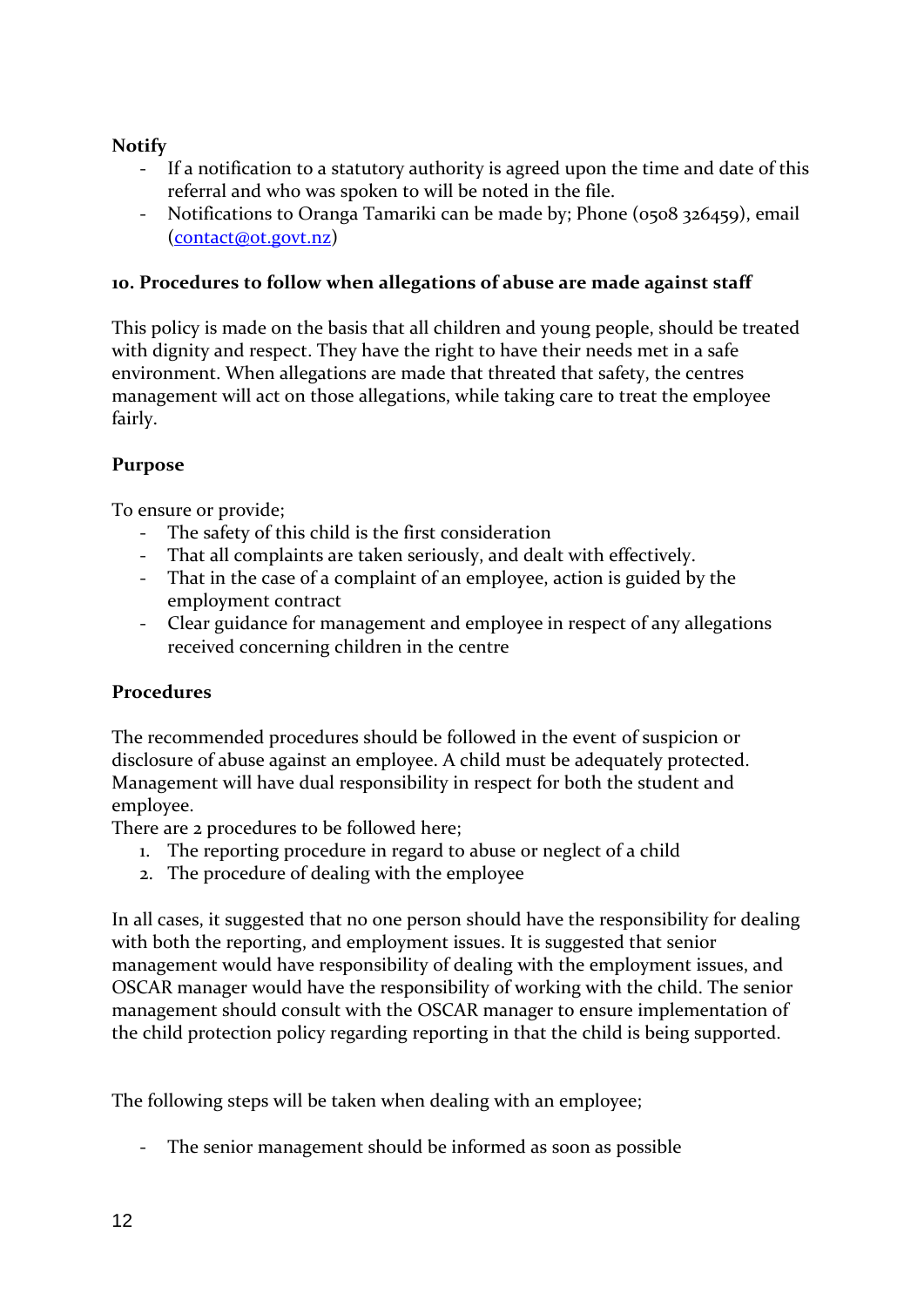**Notify**

- If a notification to a statutory authority is agreed upon the time and date of this referral and who was spoken to will be noted in the file.
- Notifications to Oranga Tamariki can be made by; Phone (0508 326459), email ([contact@ot.govt.nz](mailto:contact@ot.govt.nz))

### 10. Procedures to follow when allegations of abuse are made against staff

This policy is made on the basis that all children and young people, should be treated with dignity and respect. They have the right to have their needs met in a safe environment. When allegations are made that threated that safety, the centres management will act on those allegations, while taking care to treat the employee fairly.

**Purpose**

To ensure or provide;

- The safety of this child is the first consideration
- That all complaints are taken seriously, and dealt with effectively.
- That in the case of a complaint of an employee, action is guided by the employment contract
- Clear guidance for management and employee in respect of any allegations received concerning children in the centre

**Procedures**

The recommended procedures should be followed in the event of suspicion or disclosure of abuse against an employee. A child must be adequately protected. Management will have dual responsibility in respect for both the student and employee.
There are 2 procedures to be followed here;

1. The reporting procedure in regard to abuse or neglect of a child
2. The procedure of dealing with the employee

In all cases, it suggested that no one person should have the responsibility for dealing with both the reporting, and employment issues. It is suggested that senior management would have responsibility of dealing with the employment issues, and OSCAR manager would have the responsibility of working with the child. The senior management should consult with the OSCAR manager to ensure implementation of the child protection policy regarding reporting in that the child is being supported.

The following steps will be taken when dealing with an employee;

- The senior management should be informed as soon as possible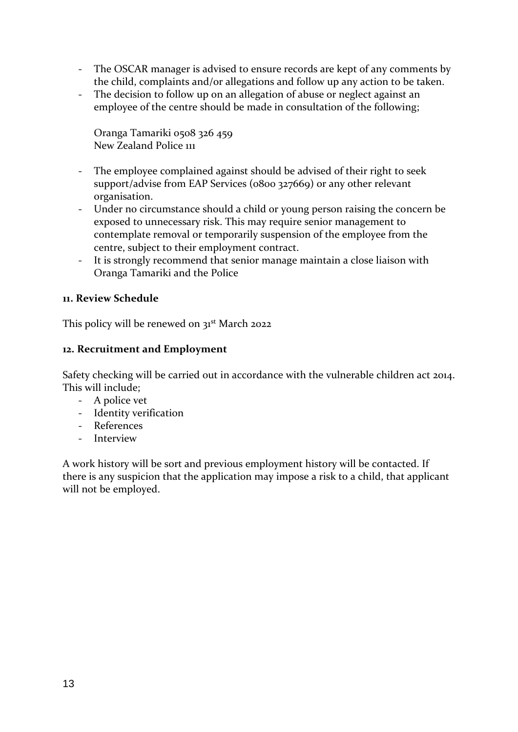- The OSCAR manager is advised to ensure records are kept of any comments by the child, complaints and/or allegations and follow up any action to be taken.
- The decision to follow up on an allegation of abuse or neglect against an employee of the centre should be made in consultation of the following;

  Oranga Tamariki 0508 326 459
  New Zealand Police 111

- The employee complained against should be advised of their right to seek support/advise from EAP Services (0800 327669) or any other relevant organisation.
- Under no circumstance should a child or young person raising the concern be exposed to unnecessary risk. This may require senior management to contemplate removal or temporarily suspension of the employee from the centre, subject to their employment contract.
- It is strongly recommend that senior manage maintain a close liaison with Oranga Tamariki and the Police

**11. Review Schedule**

This policy will be renewed on 31st March 2022

**12. Recruitment and Employment**

Safety checking will be carried out in accordance with the vulnerable children act 2014. This will include;

- A police vet
- Identity verification
- References
- Interview

A work history will be sort and previous employment history will be contacted. If there is any suspicion that the application may impose a risk to a child, that applicant will not be employed.